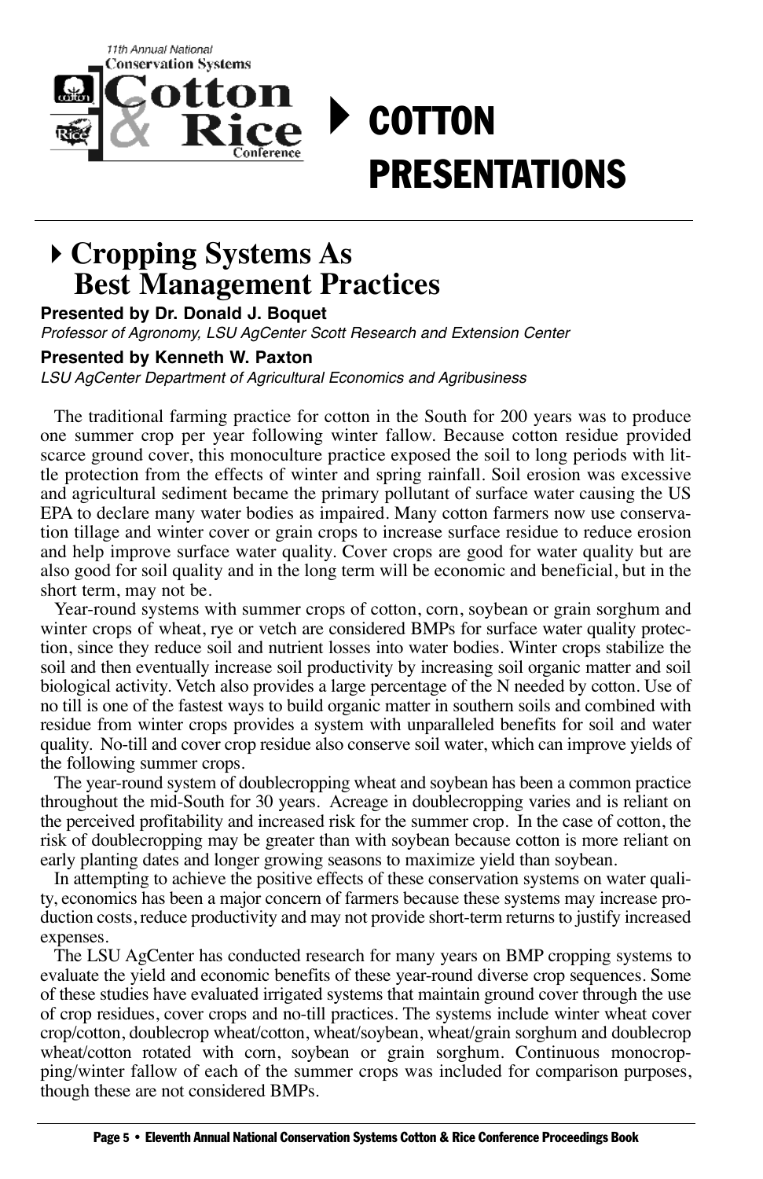# COTTON PRESENTATIONS

## Cropping Systems As Best Management Practices

**Presented by Dr. Donald J. Boquet**

*Professor of Agronomy, LSU AgCenter Scott Research and Extension Center*

**Presented by Kenneth W. Paxton**

*LSU AgCenter Department of Agricultural Economics and Agribusiness*

The traditional farming practice for cotton in the South for 200 years was to produce one summer crop per year following winter fallow. Because cotton residue provided scarce ground cover, this monoculture practice exposed the soil to long periods with little protection from the effects of winter and spring rainfall. Soil erosion was excessive and agricultural sediment became the primary pollutant of surface water causing the US EPA to declare many water bodies as impaired. Many cotton farmers now use conservation tillage and winter cover or grain crops to increase surface residue to reduce erosion and help improve surface water quality. Cover crops are good for water quality but are also good for soil quality and in the long term will be economic and beneficial, but in the short term, may not be.

Year-round systems with summer crops of cotton, corn, soybean or grain sorghum and winter crops of wheat, rye or vetch are considered BMPs for surface water quality protection, since they reduce soil and nutrient losses into water bodies. Winter crops stabilize the soil and then eventually increase soil productivity by increasing soil organic matter and soil biological activity. Vetch also provides a large percentage of the N needed by cotton. Use of no till is one of the fastest ways to build organic matter in southern soils and combined with residue from winter crops provides a system with unparalleled benefits for soil and water quality. No-till and cover crop residue also conserve soil water, which can improve yields of the following summer crops.

The year-round system of doublecropping wheat and soybean has been a common practice throughout the mid-South for 30 years. Acreage in doublecropping varies and is reliant on the perceived profitability and increased risk for the summer crop. In the case of cotton, the risk of doublecropping may be greater than with soybean because cotton is more reliant on early planting dates and longer growing seasons to maximize yield than soybean.

In attempting to achieve the positive effects of these conservation systems on water quality, economics has been a major concern of farmers because these systems may increase production costs, reduce productivity and may not provide short-term returns to justify increased expenses.

The LSU AgCenter has conducted research for many years on BMP cropping systems to evaluate the yield and economic benefits of these year-round diverse crop sequences. Some of these studies have evaluated irrigated systems that maintain ground cover through the use of crop residues, cover crops and no-till practices. The systems include winter wheat cover crop/cotton, doublecrop wheat/cotton, wheat/soybean, wheat/grain sorghum and doublecrop wheat/cotton rotated with corn, soybean or grain sorghum. Continuous monocropping/winter fallow of each of the summer crops was included for comparison purposes, though these are not considered BMPs.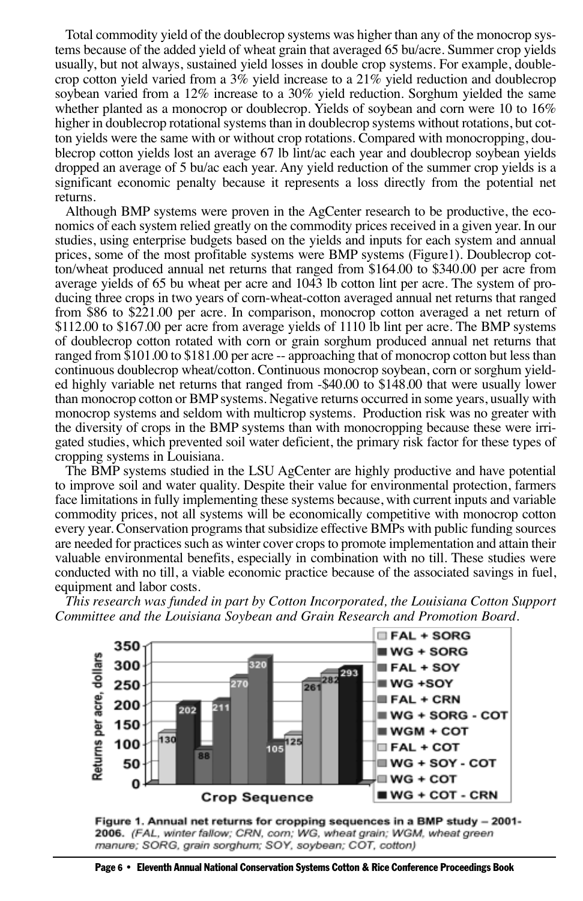Total commodity yield of the doublecrop systems was higher than any of the monocrop systems because of the added yield of wheat grain that averaged 65 bu/acre. Summer crop yields usually, but not always, sustained yield losses in double crop systems. For example, doublecrop cotton yield varied from a 3% yield increase to a 21% yield reduction and doublecrop soybean varied from a 12% increase to a 30% yield reduction. Sorghum yielded the same whether planted as a monocrop or doublecrop. Yields of soybean and corn were 10 to 16% higher in doublecrop rotational systems than in doublecrop systems without rotations, but cotton yields were the same with or without crop rotations. Compared with monocropping, doublecrop cotton yields lost an average 67 lb lint/ac each year and doublecrop soybean yields dropped an average of 5 bu/ac each year. Any yield reduction of the summer crop yields is a significant economic penalty because it represents a loss directly from the potential net returns.

Although BMP systems were proven in the AgCenter research to be productive, the economics of each system relied greatly on the commodity prices received in a given year. In our studies, using enterprise budgets based on the yields and inputs for each system and annual prices, some of the most profitable systems were BMP systems (Figure1). Doublecrop cotton/wheat produced annual net returns that ranged from $164.00 to $340.00 per acre from average yields of 65 bu wheat per acre and 1043 lb cotton lint per acre. The system of producing three crops in two years of corn-wheat-cotton averaged annual net returns that ranged from $86 to $221.00 per acre. In comparison, monocrop cotton averaged a net return of $112.00 to $167.00 per acre from average yields of 1110 lb lint per acre. The BMP systems of doublecrop cotton rotated with corn or grain sorghum produced annual net returns that ranged from $101.00 to $181.00 per acre -- approaching that of monocrop cotton but less than continuous doublecrop wheat/cotton. Continuous monocrop soybean, corn or sorghum yielded highly variable net returns that ranged from -$40.00 to $148.00 that were usually lower than monocrop cotton or BMP systems. Negative returns occurred in some years, usually with monocrop systems and seldom with multicrop systems. Production risk was no greater with the diversity of crops in the BMP systems than with monocropping because these were irrigated studies, which prevented soil water deficient, the primary risk factor for these types of cropping systems in Louisiana.

The BMP systems studied in the LSU AgCenter are highly productive and have potential to improve soil and water quality. Despite their value for environmental protection, farmers face limitations in fully implementing these systems because, with current inputs and variable commodity prices, not all systems will be economically competitive with monocrop cotton every year. Conservation programs that subsidize effective BMPs with public funding sources are needed for practices such as winter cover crops to promote implementation and attain their valuable environmental benefits, especially in combination with no till. These studies were conducted with no till, a viable economic practice because of the associated savings in fuel, equipment and labor costs.

*This research was funded in part by Cotton Incorporated, the Louisiana Cotton Support Committee and the Louisiana Soybean and Grain Research and Promotion Board.*

Returns per acre, dollars

350
300
250
200
150
100
50
0

130 202 88 211 270 320 105 125 261 282 293

Crop Sequence

FAL + SORG
WG + SORG
FAL + SOY
WG +SOY
FAL + CRN
WG + SORG - COT
WGM + COT
FAL + COT
WG + SOY - COT
WG + COT
WG + COT - CRN

**Figure 1. Annual net returns for cropping sequences in a BMP study – 2001-2006.** *(FAL, winter fallow; CRN, corn; WG, wheat grain; WGM, wheat green manure; SORG, grain sorghum; SOY, soybean; COT, cotton)*